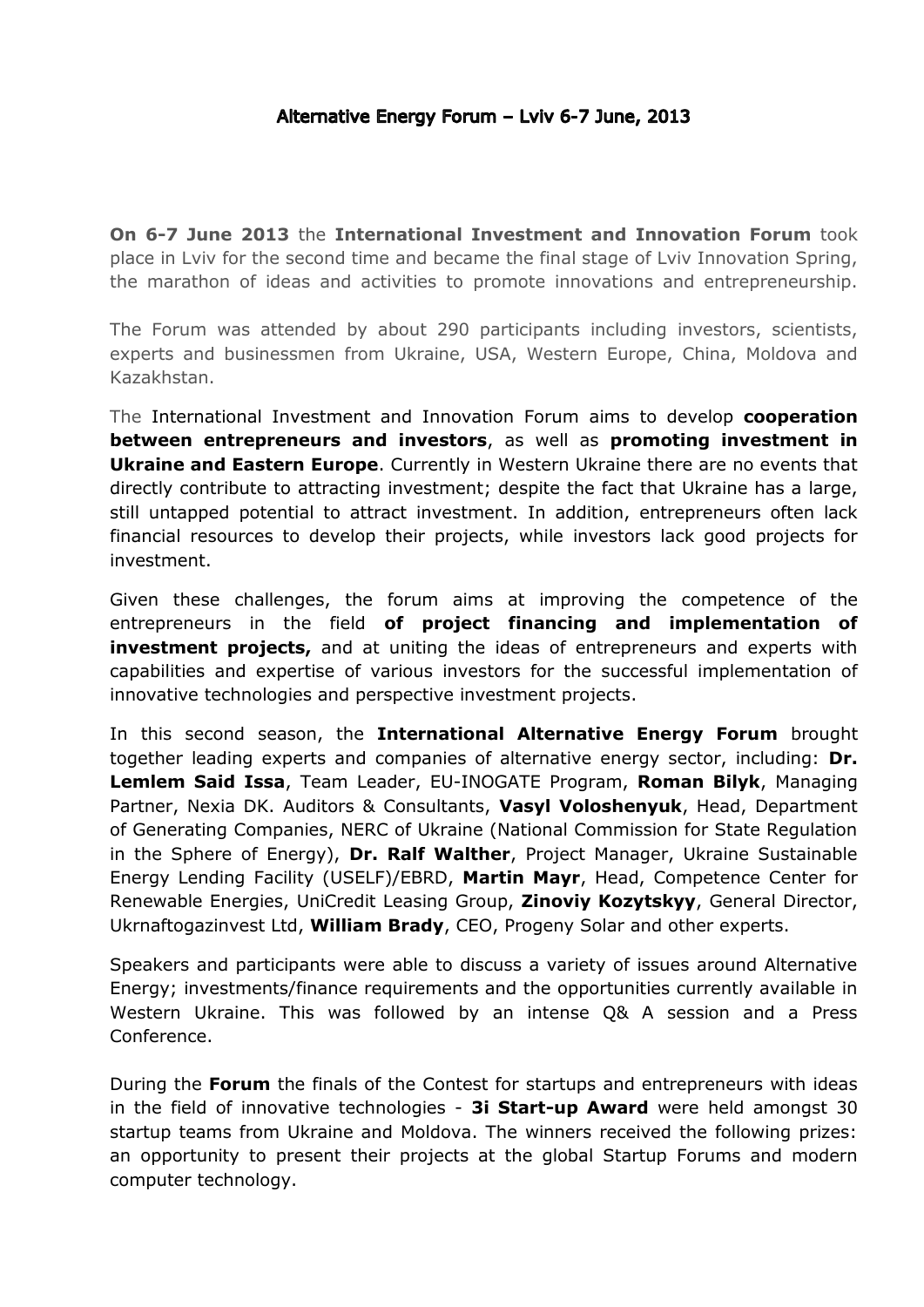# Alternative Energy Forum – Lviv 6-7 June, 2013

**On 6-7 June 2013** the **International Investment and Innovation Forum** took place in Lviv for the second time and became the final stage of Lviv Innovation Spring, the marathon of ideas and activities to promote innovations and entrepreneurship.

The Forum was attended by about 290 participants including investors, scientists, experts and businessmen from Ukraine, USA, Western Europe, China, Moldova and Kazakhstan.

The International Investment and Innovation Forum aims to develop **cooperation between entrepreneurs and investors**, as well as **promoting investment in Ukraine and Eastern Europe**. Currently in Western Ukraine there are no events that directly contribute to attracting investment; despite the fact that Ukraine has a large, still untapped potential to attract investment. In addition, entrepreneurs often lack financial resources to develop their projects, while investors lack good projects for investment.

Given these challenges, the forum aims at improving the competence of the entrepreneurs in the field **of project financing and implementation of investment projects,** and at uniting the ideas of entrepreneurs and experts with capabilities and expertise of various investors for the successful implementation of innovative technologies and perspective investment projects.

In this second season, the **International Alternative Energy Forum** brought together leading experts and companies of alternative energy sector, including: **Dr. Lemlem Said Issa**, Team Leader, EU-INOGATE Program, **Roman Bilyk**, Managing Partner, Nexia DK. Auditors & Consultants, **Vasyl Voloshenyuk**, Head, Department of Generating Companies, NERC of Ukraine (National Commission for State Regulation in the Sphere of Energy), **Dr. Ralf Walther**, Project Manager, Ukraine Sustainable Energy Lending Facility (USELF)/EBRD, **Martin Mayr**, Head, Competence Center for Renewable Energies, UniCredit Leasing Group, **Zinoviy Kozytskyy**, General Director, Ukrnaftogazinvest Ltd, **William Brady**, CEO, Progeny Solar and other experts.

Speakers and participants were able to discuss a variety of issues around Alternative Energy; investments/finance requirements and the opportunities currently available in Western Ukraine. This was followed by an intense Q& A session and a Press Conference.

During the **Forum** the finals of the Contest for startups and entrepreneurs with ideas in the field of innovative technologies - **3i Start-up Award** were held amongst 30 startup teams from Ukraine and Moldova. The winners received the following prizes: an opportunity to present their projects at the global Startup Forums and modern computer technology.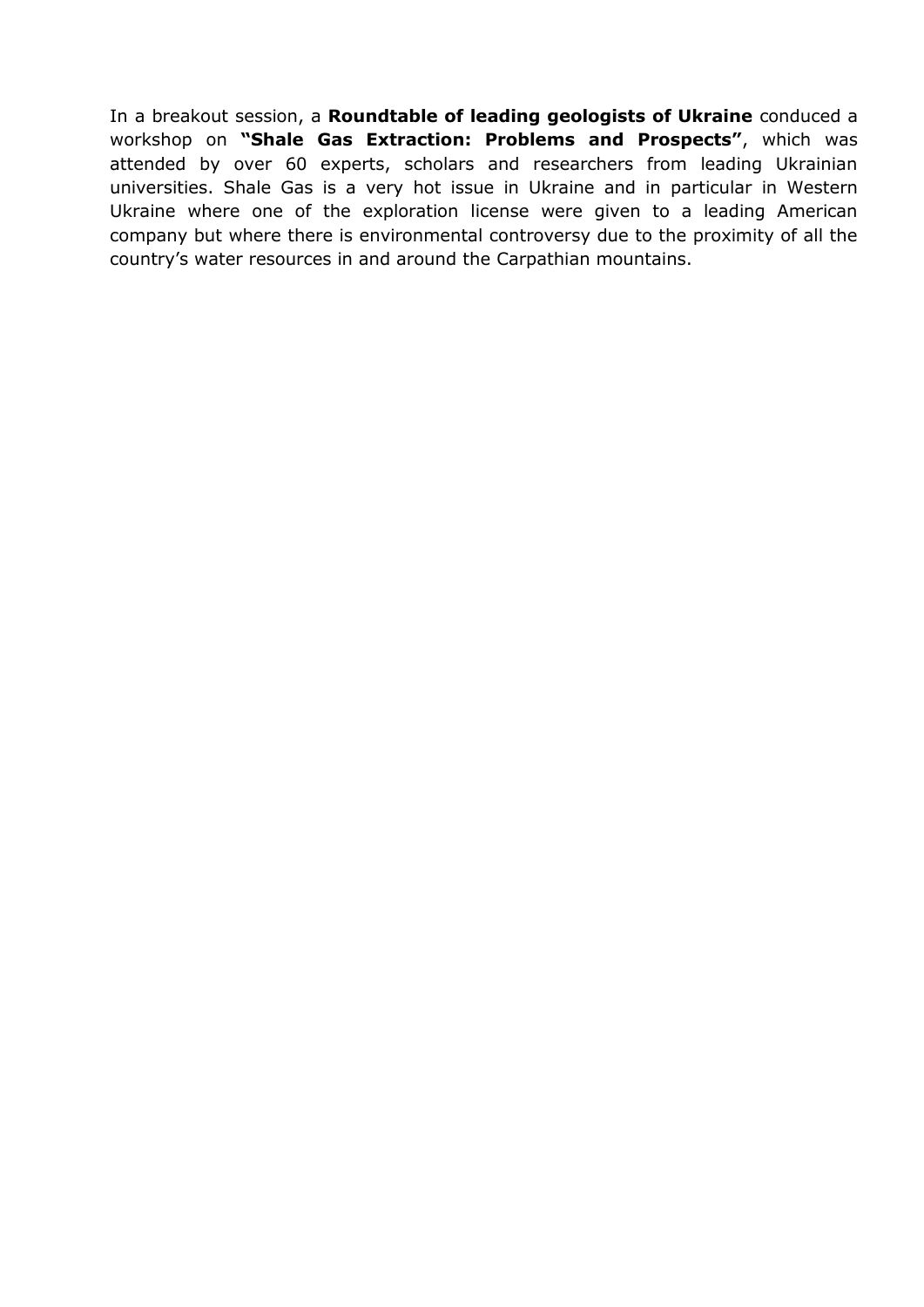In a breakout session, a **Roundtable of leading geologists of Ukraine** conduced a workshop on **"Shale Gas Extraction: Problems and Prospects"**, which was attended by over 60 experts, scholars and researchers from leading Ukrainian universities. Shale Gas is a very hot issue in Ukraine and in particular in Western Ukraine where one of the exploration license were given to a leading American company but where there is environmental controversy due to the proximity of all the country's water resources in and around the Carpathian mountains.